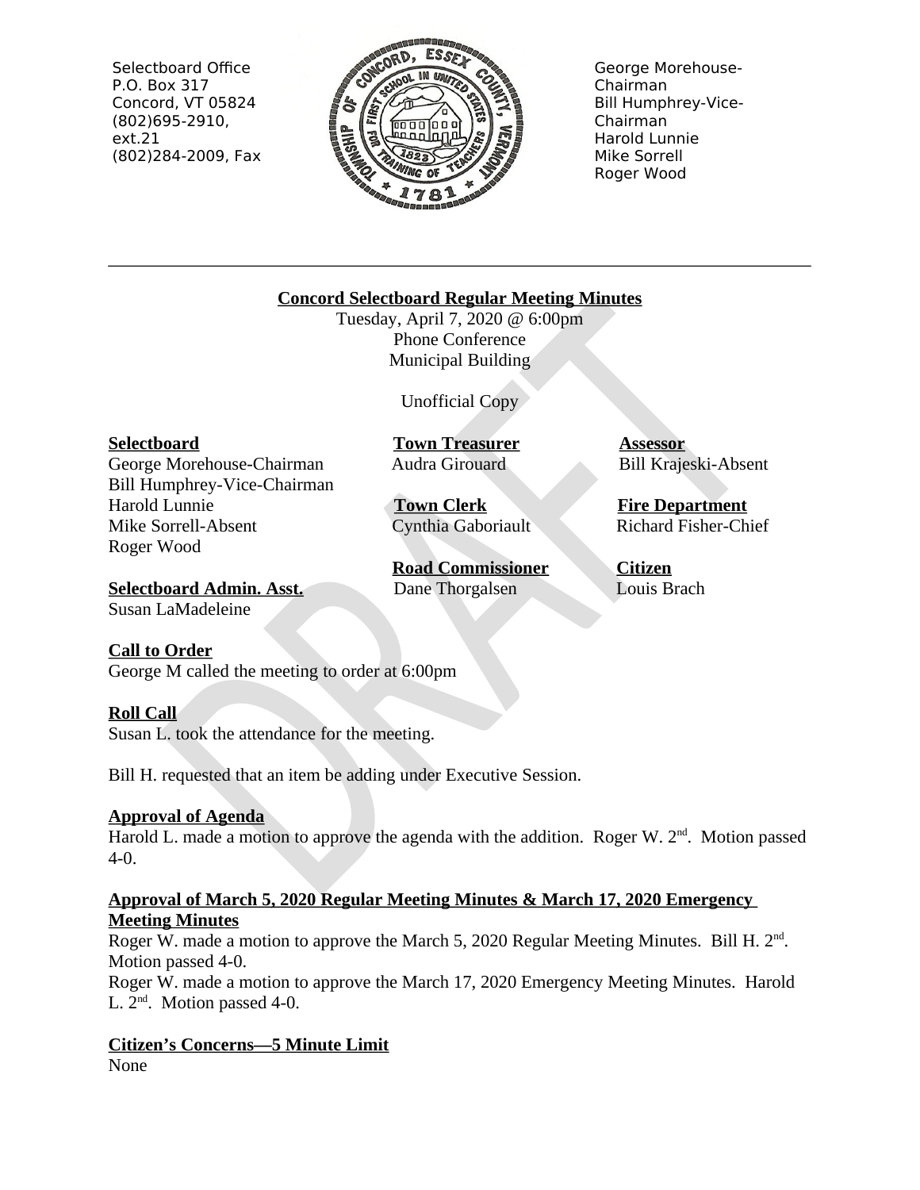Selectbaord Office
P.O. Box 317
Concord, VT 05824
(802)695-2910, ext.21
(802)284-2009, Fax

George Morehouse-Chairman
Bill Humphrey-Vice-Chairman
Harold Lunnie
Mike Sorrell
Roger Wood

---

**Concord Selectboard Regular Meeting Minutes**
Tuesday, April 7, 2020 @ 6:00pm
Phone Conference
Municipal Building

Unofficial Copy

**Selectboard**
George Morehouse-Chairman
Bill Humphrey-Vice-Chairman
Harold Lunnie
Mike Sorrell-Absent
Roger Wood

**Selectboard Admin. Asst.**
Susan LaMadeleine

**Town Treasurer**
Audra Girouard

**Town Clerk**
Cynthia Gaboriault

**Road Commissioner**
Dane Thorgalsen

**Assessor**
Bill Krajeski-Absent

**Fire Department**
Richard Fisher-Chief

**Citizen**
Louis Brach

**Call to Order**
George M called the meeting to order at 6:00pm

**Roll Call**
Susan L. took the attendance for the meeting.

Bill H. requested that an item be adding under Executive Session.

**Approval of Agenda**
Harold L. made a motion to approve the agenda with the addition. Roger W. 2nd. Motion passed 4-0.

**Approval of March 5, 2020 Regular Meeting Minutes & March 17, 2020 Emergency Meeting Minutes**
Roger W. made a motion to approve the March 5, 2020 Regular Meeting Minutes. Bill H. 2nd. Motion passed 4-0.
Roger W. made a motion to approve the March 17, 2020 Emergency Meeting Minutes. Harold L. 2nd. Motion passed 4-0.

**Citizen's Concerns—5 Minute Limit**
None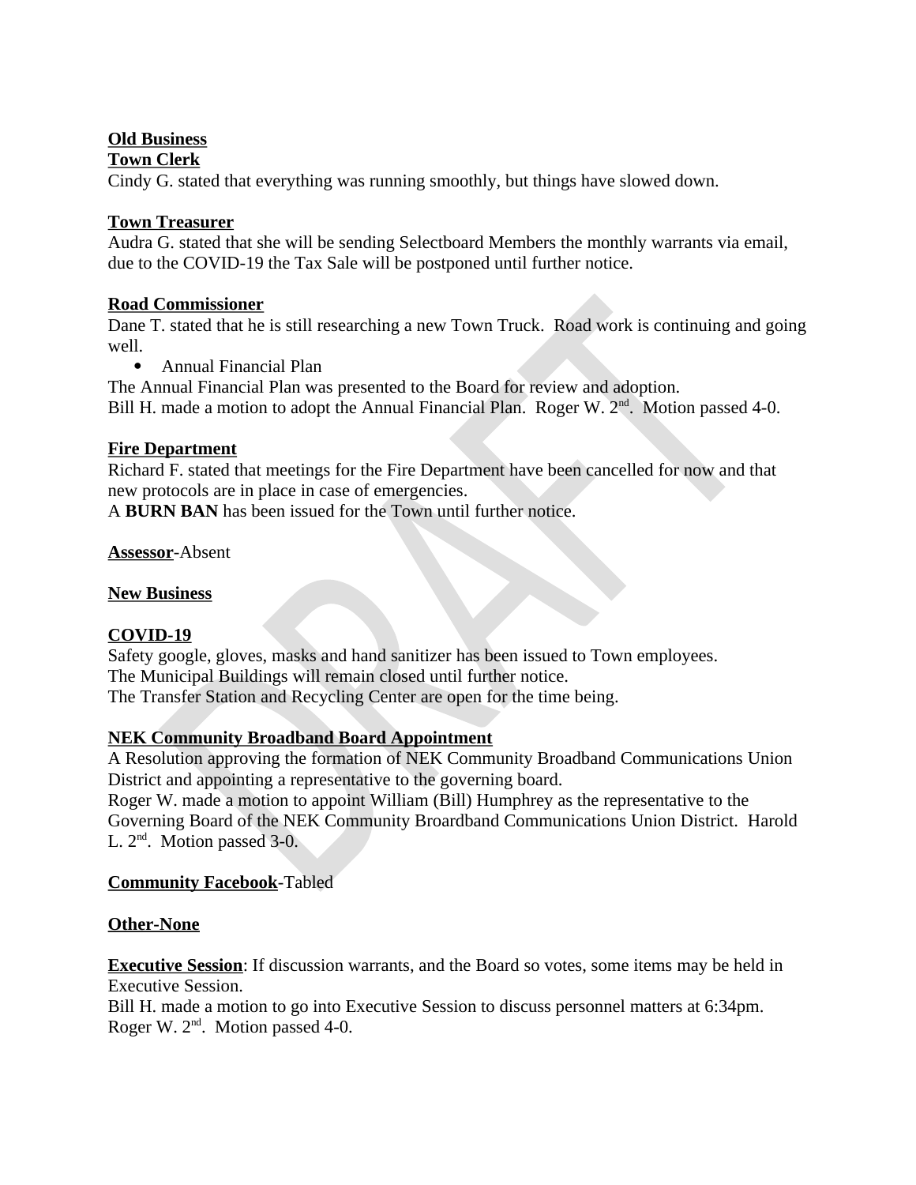**Old Business**

**Town Clerk**

Cindy G. stated that everything was running smoothly, but things have slowed down.

**Town Treasurer**

Audra G. stated that she will be sending Selectboard Members the monthly warrants via email, due to the COVID-19 the Tax Sale will be postponed until further notice.

**Road Commissioner**

Dane T. stated that he is still researching a new Town Truck. Road work is continuing and going well.

- Annual Financial Plan

The Annual Financial Plan was presented to the Board for review and adoption.
Bill H. made a motion to adopt the Annual Financial Plan. Roger W. 2nd. Motion passed 4-0.

**Fire Department**

Richard F. stated that meetings for the Fire Department have been cancelled for now and that new protocols are in place in case of emergencies.
A **BURN BAN** has been issued for the Town until further notice.

**Assessor**-Absent

**New Business**

**COVID-19**

Safety google, gloves, masks and hand sanitizer has been issued to Town employees.
The Municipal Buildings will remain closed until further notice.
The Transfer Station and Recycling Center are open for the time being.

**NEK Community Broadband Board Appointment**

A Resolution approving the formation of NEK Community Broadband Communications Union District and appointing a representative to the governing board.
Roger W. made a motion to appoint William (Bill) Humphrey as the representative to the Governing Board of the NEK Community Broardband Communications Union District. Harold L. 2nd. Motion passed 3-0.

**Community Facebook**-Tabled

**Other-None**

**Executive Session**: If discussion warrants, and the Board so votes, some items may be held in Executive Session.
Bill H. made a motion to go into Executive Session to discuss personnel matters at 6:34pm. Roger W. 2nd. Motion passed 4-0.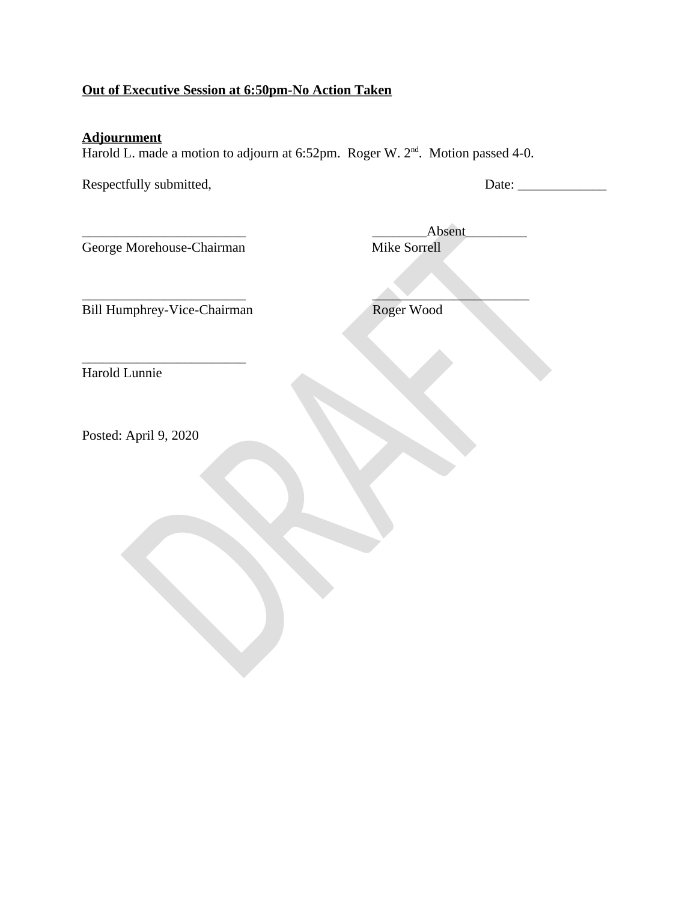**Out of Executive Session at 6:50pm-No Action Taken**

**Adjournment**
Harold L. made a motion to adjourn at 6:52pm. Roger W. 2nd. Motion passed 4-0.

Respectfully submitted, Date: _____________

________________________
George Morehouse-Chairman

________Absent_________
Mike Sorrell

________________________
Bill Humphrey-Vice-Chairman

________________________
Roger Wood

________________________
Harold Lunnie

Posted: April 9, 2020

DRAFT